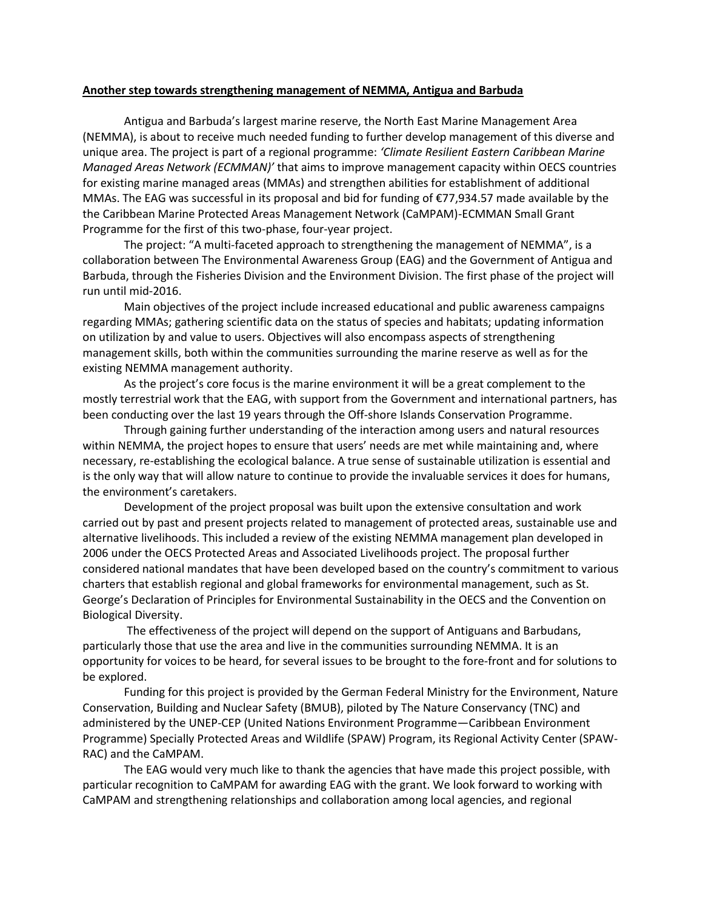**Another step towards strengthening management of NEMMA, Antigua and Barbuda**

Antigua and Barbuda's largest marine reserve, the North East Marine Management Area (NEMMA), is about to receive much needed funding to further develop management of this diverse and unique area. The project is part of a regional programme: *'Climate Resilient Eastern Caribbean Marine Managed Areas Network (ECMMAN)'* that aims to improve management capacity within OECS countries for existing marine managed areas (MMAs) and strengthen abilities for establishment of additional MMAs. The EAG was successful in its proposal and bid for funding of €77,934.57 made available by the the Caribbean Marine Protected Areas Management Network (CaMPAM)-ECMMAN Small Grant Programme for the first of this two-phase, four-year project.

The project: "A multi-faceted approach to strengthening the management of NEMMA", is a collaboration between The Environmental Awareness Group (EAG) and the Government of Antigua and Barbuda, through the Fisheries Division and the Environment Division. The first phase of the project will run until mid-2016.

Main objectives of the project include increased educational and public awareness campaigns regarding MMAs; gathering scientific data on the status of species and habitats; updating information on utilization by and value to users. Objectives will also encompass aspects of strengthening management skills, both within the communities surrounding the marine reserve as well as for the existing NEMMA management authority.

As the project's core focus is the marine environment it will be a great complement to the mostly terrestrial work that the EAG, with support from the Government and international partners, has been conducting over the last 19 years through the Off-shore Islands Conservation Programme.

Through gaining further understanding of the interaction among users and natural resources within NEMMA, the project hopes to ensure that users' needs are met while maintaining and, where necessary, re-establishing the ecological balance. A true sense of sustainable utilization is essential and is the only way that will allow nature to continue to provide the invaluable services it does for humans, the environment's caretakers.

Development of the project proposal was built upon the extensive consultation and work carried out by past and present projects related to management of protected areas, sustainable use and alternative livelihoods. This included a review of the existing NEMMA management plan developed in 2006 under the OECS Protected Areas and Associated Livelihoods project. The proposal further considered national mandates that have been developed based on the country's commitment to various charters that establish regional and global frameworks for environmental management, such as St. George's Declaration of Principles for Environmental Sustainability in the OECS and the Convention on Biological Diversity.

The effectiveness of the project will depend on the support of Antiguans and Barbudans, particularly those that use the area and live in the communities surrounding NEMMA. It is an opportunity for voices to be heard, for several issues to be brought to the fore-front and for solutions to be explored.

Funding for this project is provided by the German Federal Ministry for the Environment, Nature Conservation, Building and Nuclear Safety (BMUB), piloted by The Nature Conservancy (TNC) and administered by the UNEP-CEP (United Nations Environment Programme—Caribbean Environment Programme) Specially Protected Areas and Wildlife (SPAW) Program, its Regional Activity Center (SPAW-RAC) and the CaMPAM.

The EAG would very much like to thank the agencies that have made this project possible, with particular recognition to CaMPAM for awarding EAG with the grant. We look forward to working with CaMPAM and strengthening relationships and collaboration among local agencies, and regional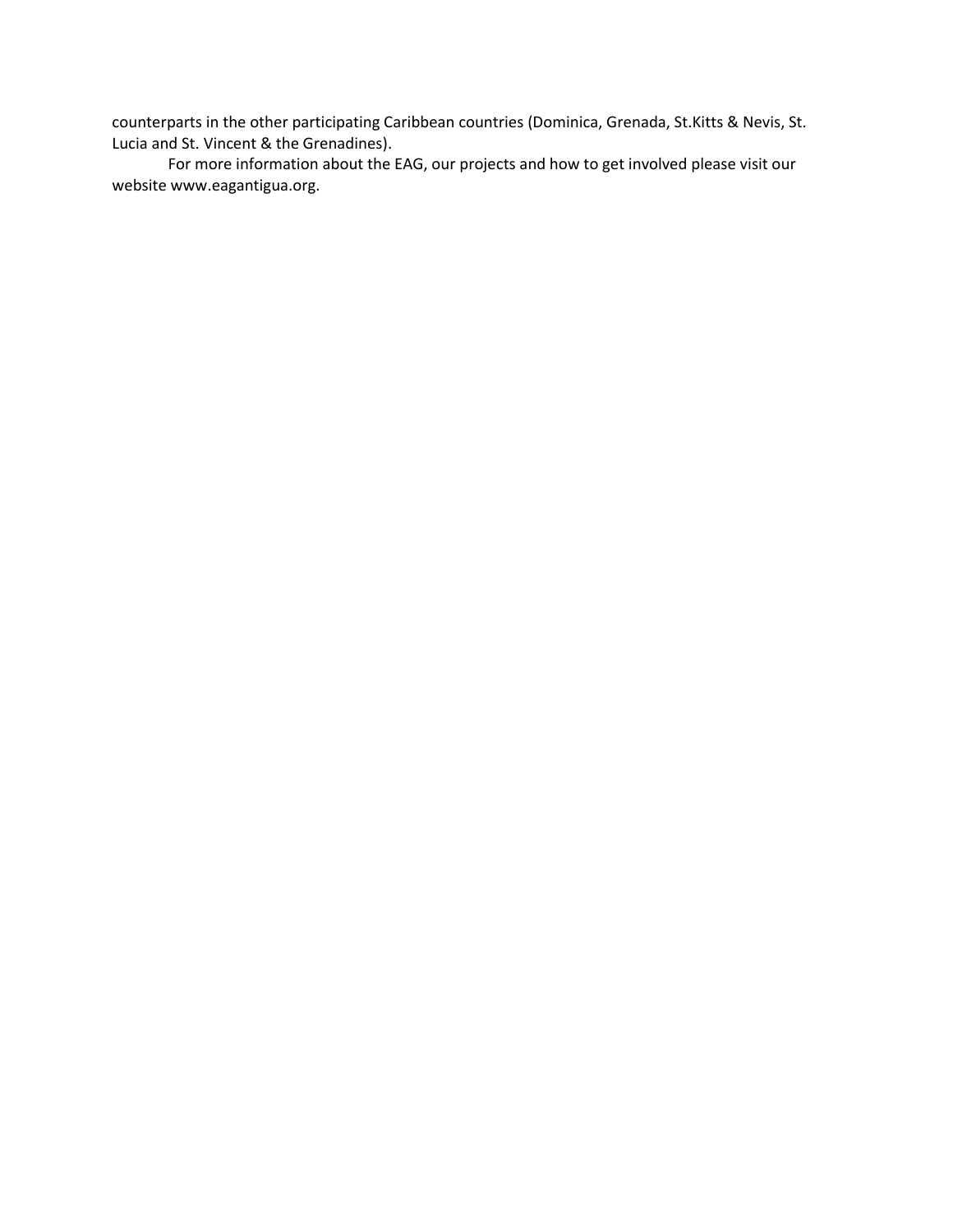counterparts in the other participating Caribbean countries (Dominica, Grenada, St.Kitts & Nevis, St. Lucia and St. Vincent & the Grenadines).

For more information about the EAG, our projects and how to get involved please visit our website www.eagantigua.org.